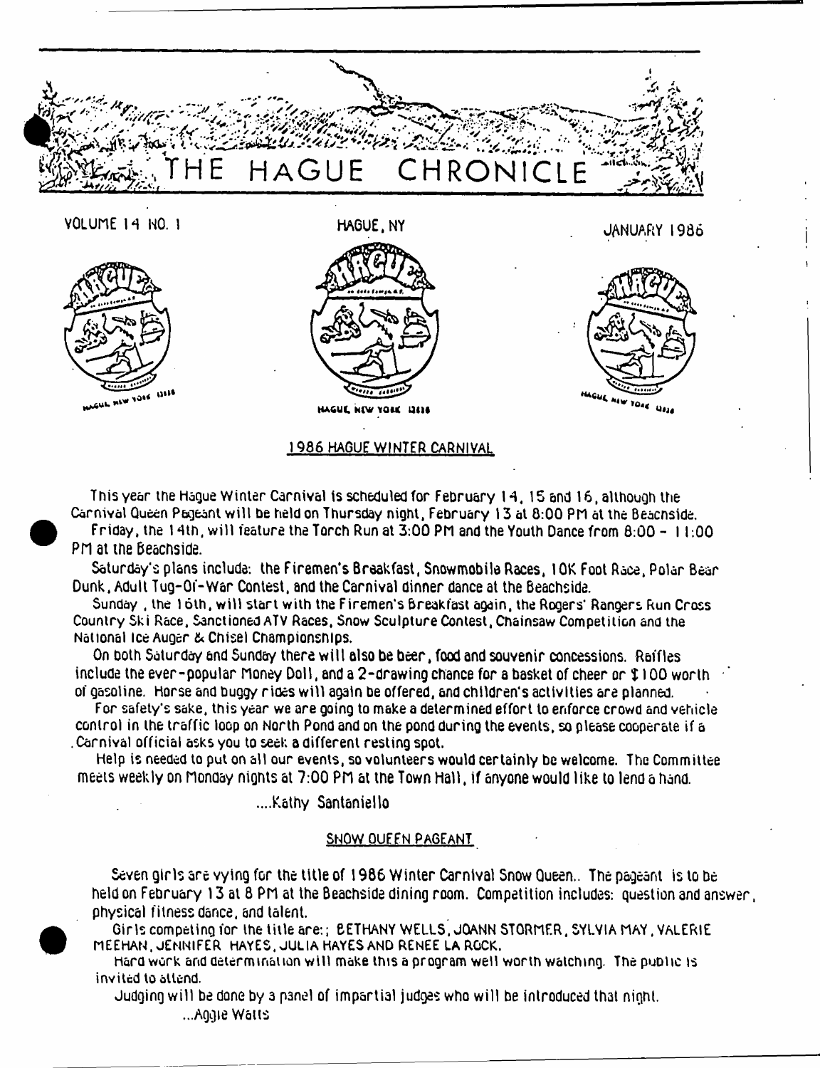# THE HAGUE CHRONICLE

VOLUME 14 NO. 1 — HAGUE, NY — JANUARY 1986

## 1986 HAGUE WINTER CARNIVAL

This year the Hague Winter Carnival is scheduled for February 14, 15 and 16, although the Carnival Queen Pageant will be held on Thursday night, February 13 at 8:00 PM at the Beachside.

Friday, the 14th, will feature the Torch Run at 3:00 PM and the Youth Dance from 8:00 - 11:00 PM at the Beachside.

Saturday's plans include: the Firemen's Breakfast, Snowmobile Races, 10K Foot Race, Polar Bear Dunk, Adult Tug-Of-War Contest, and the Carnival dinner dance at the Beachside.

Sunday, the 16th, will start with the Firemen's Breakfast again, the Rogers' Rangers Run Cross Country Ski Race, Sanctioned ATV Races, Snow Sculpture Contest, Chainsaw Competition and the National Ice Auger & Chisel Championships.

On both Saturday and Sunday there will also be beer, food and souvenir concessions. Raffles include the ever-popular Money Doll, and a 2-drawing chance for a basket of cheer or $100 worth of gasoline. Horse and buggy rides will again be offered, and children's activities are planned.

For safety's sake, this year we are going to make a determined effort to enforce crowd and vehicle control in the traffic loop on North Pond and on the pond during the events, so please cooperate if a Carnival official asks you to seek a different resting spot.

Help is needed to put on all our events, so volunteers would certainly be welcome. The Committee meets weekly on Monday nights at 7:00 PM at the Town Hall, if anyone would like to lend a hand.

....Kathy Santaniello

## SNOW QUEEN PAGEANT

Seven girls are vying for the title of 1986 Winter Carnival Snow Queen.. The pageant is to be held on February 13 at 8 PM at the Beachside dining room. Competition includes: question and answer, physical fitness dance, and talent.

Girls competing for the title are:; BETHANY WELLS, JOANN STORMER, SYLVIA MAY, VALERIE MEEHAN, JENNIFER HAYES, JULIA HAYES AND RENEE LA ROCK.

Hard work and determination will make this a program well worth watching. The public is invited to attend.

Judging will be done by a panel of impartial judges who will be introduced that night.

...Aggie Watts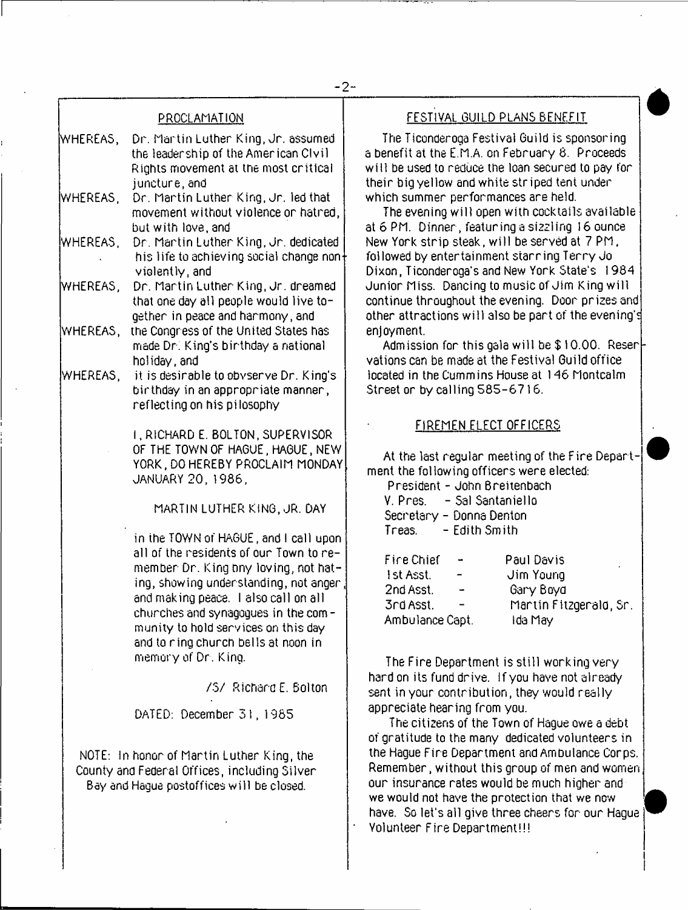## PROCLAMATION

WHEREAS, Dr. Martin Luther King, Jr. assumed the leadership of the American Civil Rights movement at the most critical juncture, and

WHEREAS, Dr. Martin Luther King, Jr. led that movement without violence or hatred, but with love, and

WHEREAS, Dr. Martin Luther King, Jr. dedicated his life to achieving social change non-violently, and

WHEREAS, Dr. Martin Luther King, Jr. dreamed that one day all people would live together in peace and harmony, and

WHEREAS, the Congress of the United States has made Dr. King's birthday a national holiday, and

WHEREAS, it is desirable to obvserve Dr. King's birthday in an appropriate manner, reflecting on his pilosophy

I, RICHARD E. BOLTON, SUPERVISOR OF THE TOWN OF HAGUE, HAGUE, NEW YORK, DO HEREBY PROCLAIM MONDAY JANUARY 20, 1986,

MARTIN LUTHER KING, JR. DAY

in the TOWN of HAGUE, and I call upon all of the residents of our Town to remember Dr. King bny loving, not hating, showing understanding, not anger, and making peace. I also call on all churches and synagogues in the community to hold services on this day and to ring church bells at noon in memory of Dr. King.

/S/ Richard E. Bolton

DATED: December 31, 1985

NOTE: In honor of Martin Luther King, the County and Federal Offices, including Silver Bay and Hague postoffices will be closed.

## FESTIVAL GUILD PLANS BENEFIT

The Ticonderoga Festival Guild is sponsoring a benefit at the E.M.A. on February 8. Proceeds will be used to reduce the loan secured to pay for their big yellow and white striped tent under which summer performances are held.

The evening will open with cocktails available at 6 PM. Dinner, featuring a sizzling 16 ounce New York strip steak, will be served at 7 PM, followed by entertainment starring Terry Jo Dixon, Ticonderoga's and New York State's 1984 Junior Miss. Dancing to music of Jim King will continue throughout the evening. Door prizes and other attractions will also be part of the evening's enjoyment.

Admission for this gala will be $10.00. Reservations can be made at the Festival Guild office located in the Cummins House at 146 Montcalm Street or by calling 585-6716.

## FIREMEN ELECT OFFICERS

At the last regular meeting of the Fire Department the following officers were elected:

President - John Breitenbach
V. Pres. - Sal Santaniello
Secretary - Donna Denton
Treas. - Edith Smith

| | | |
|---|---|---|
| Fire Chief | - | Paul Davis |
| 1st Asst. | - | Jim Young |
| 2nd Asst. | - | Gary Boyd |
| 3rd Asst. | - | Martin Fitzgerald, Sr. |
| Ambulance Capt. | | Ida May |

The Fire Department is still working very hard on its fund drive. If you have not already sent in your contribution, they would really appreciate hearing from you.

The citizens of the Town of Hague owe a debt of gratitude to the many dedicated volunteers in the Hague Fire Department and Ambulance Corps. Remember, without this group of men and women our insurance rates would be much higher and we would not have the protection that we now have. So let's all give three cheers for our Hague Volunteer Fire Department!!!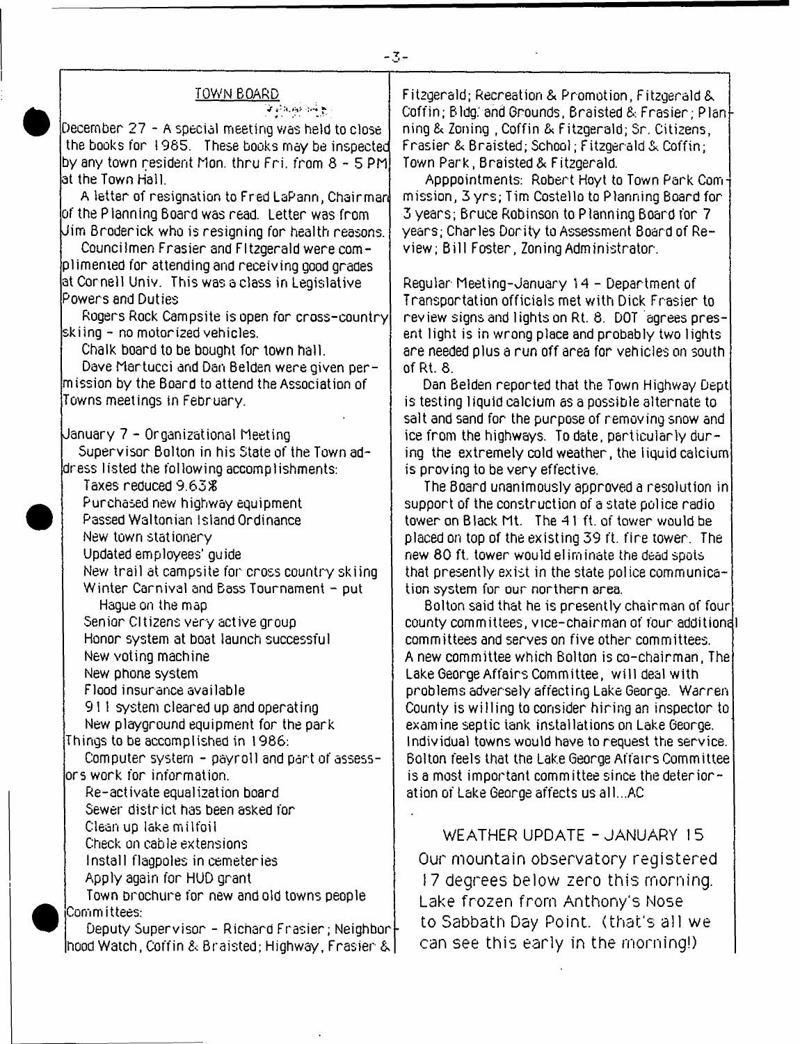## TOWN BOARD

December 27 - A special meeting was held to close the books for 1985. These books may be inspected by any town resident Mon. thru Fri. from 8 - 5 PM at the Town Hall.

A letter of resignation to Fred LaPann, Chairman of the Planning Board was read. Letter was from Jim Broderick who is resigning for health reasons.

Councilmen Frasier and Fitzgerald were complimented for attending and receiving good grades at Cornell Univ. This was a class in Legislative Powers and Duties

Rogers Rock Campsite is open for cross-country skiing - no motorized vehicles.

Chalk board to be bought for town hall.

Dave Martucci and Dan Belden were given permission by the Board to attend the Association of Towns meetings in February.

January 7 - Organizational Meeting

Supervisor Bolton in his State of the Town address listed the following accomplishments:

- Taxes reduced 9.63%
- Purchased new highway equipment
- Passed Waltonian Island Ordinance
- New town stationery
- Updated employees' guide
- New trail at campsite for cross country skiing
- Winter Carnival and Bass Tournament - put Hague on the map
- Senior Citizens very active group
- Honor system at boat launch successful
- New voting machine
- New phone system
- Flood insurance available
- 911 system cleared up and operating
- New playground equipment for the park

Things to be accomplished in 1986:

- Computer system - payroll and part of assessors work for information.
- Re-activate equalization board
- Sewer district has been asked for
- Clean up lake milfoil
- Check on cable extensions
- Install flagpoles in cemeteries
- Apply again for HUD grant
- Town brochure for new and old towns people

Committees:

Deputy Supervisor - Richard Frasier; Neighborhood Watch, Coffin & Braisted; Highway, Frasier & Fitzgerald; Recreation & Promotion, Fitzgerald & Coffin; Bldg. and Grounds, Braisted & Frasier; Planning & Zoning , Coffin & Fitzgerald; Sr. Citizens, Frasier & Braisted; School; Fitzgerald & Coffin; Town Park, Braisted & Fitzgerald.

Apppointments: Robert Hoyt to Town Park Commission, 3 yrs; Tim Costello to Planning Board for 3 years; Bruce Robinson to Planning Board for 7 years; Charles Dority to Assessment Board of Review; Bill Foster, Zoning Administrator.

Regular Meeting-January 14 - Department of Transportation officials met with Dick Frasier to review signs and lights on Rt. 8. DOT agrees present light is in wrong place and probably two lights are needed plus a run off area for vehicles on south of Rt. 8.

Dan Belden reported that the Town Highway Dept is testing liquid calcium as a possible alternate to salt and sand for the purpose of removing snow and ice from the highways. To date, particularly during the extremely cold weather, the liquid calcium is proving to be very effective.

The Board unanimously approved a resolution in support of the construction of a state police radio tower on Black Mt. The 41 ft. of tower would be placed on top of the existing 39 ft. fire tower. The new 80 ft. tower would eliminate the dead spots that presently exist in the state police communication system for our northern area.

Bolton said that he is presently chairman of four county committees, vice-chairman of four additional committees and serves on five other committees. A new committee which Bolton is co-chairman, The Lake George Affairs Committee, will deal with problems adversely affecting Lake George. Warren County is willing to consider hiring an inspector to examine septic tank installations on Lake George. Individual towns would have to request the service. Bolton feels that the Lake George Affairs Committee is a most important committee since the deterioration of Lake George affects us all...AC

## WEATHER UPDATE - JANUARY 15

Our mountain observatory registered 17 degrees below zero this morning. Lake frozen from Anthony's Nose to Sabbath Day Point. (that's all we can see this early in the morning!)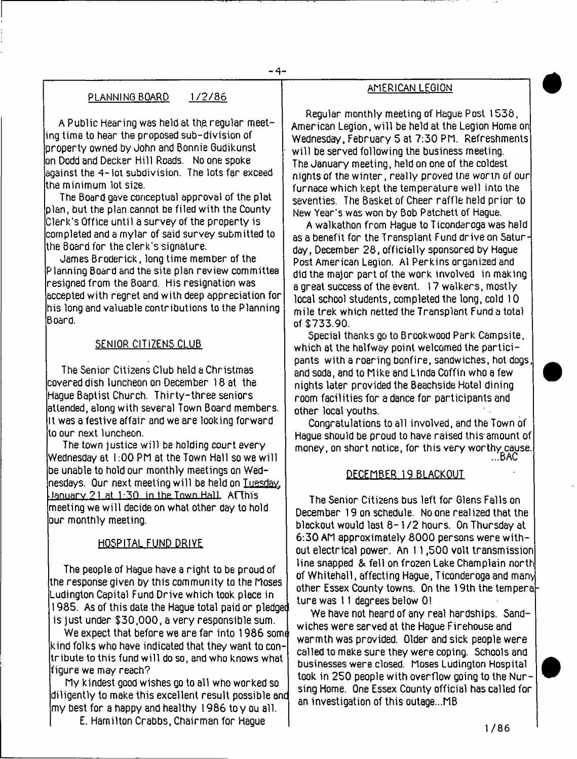## PLANNING BOARD 1/2/86

A Public Hearing was held at the regular meeting time to hear the proposed sub-division of property owned by John and Bonnie Gudikunst on Dodd and Decker Hill Roads. No one spoke against the 4-lot subdivision. The lots far exceed the minimum lot size.

The Board gave conceptual approval of the plat plan, but the plan cannot be filed with the County Clerk's Office until a survey of the property is completed and a mylar of said survey submitted to the Board for the clerk's signature.

James Broderick, long time member of the Planning Board and the site plan review committee resigned from the Board. His resignation was accepted with regret and with deep appreciation for his long and valuable contributions to the Planning Board.

## SENIOR CITIZENS CLUB

The Senior Citizens Club held a Christmas covered dish luncheon on December 18 at the Hague Baptist Church. Thirty-three seniors attended, along with several Town Board members. It was a festive affair and we are looking forward to our next luncheon.

The town justice will be holding court every Wednesday at 1:00 PM at the Town Hall so we will be unable to hold our monthly meetings on Wednesdays. Our next meeting will be held on Tuesday, January 21 at 1:30 in the Town Hall. At this meeting we will decide on what other day to hold our monthly meeting.

## HOSPITAL FUND DRIVE

The people of Hague have a right to be proud of the response given by this community to the Moses Ludington Capital Fund Drive which took place in 1985. As of this date the Hague total paid or pledged is just under $30,000, a very responsible sum.

We expect that before we are far into 1986 some kind folks who have indicated that they want to contribute to this fund will do so, and who knows what figure we may reach?

My kindest good wishes go to all who worked so diligently to make this excellent result possible and my best for a happy and healthy 1986 to you all.

E. Hamilton Crabbs, Chairman for Hague

## AMERICAN LEGION

Regular monthly meeting of Hague Post 1538, American Legion, will be held at the Legion Home on Wednesday, February 5 at 7:30 PM. Refreshments will be served following the business meeting. The January meeting, held on one of the coldest nights of the winter, really proved the worth of our furnace which kept the temperature well into the seventies. The Basket of Cheer raffle held prior to New Year's was won by Bob Patchett of Hague.

A walkathon from Hague to Ticonderoga was held as a benefit for the Transplant Fund drive on Saturday, December 28, officially sponsored by Hague Post American Legion. Al Perkins organized and did the major part of the work involved in making a great success of the event. 17 walkers, mostly local school students, completed the long, cold 10 mile trek which netted the Transplant Fund a total of $733.90.

Special thanks go to Brookwood Park Campsite, which at the halfway point welcomed the participants with a roaring bonfire, sandwiches, hot dogs, and soda, and to Mike and Linda Coffin who a few nights later provided the Beachside Hotel dining room facilities for a dance for participants and other local youths.

Congratulations to all involved, and the Town of Hague should be proud to have raised this amount of money, on short notice, for this very worthy cause. ...BAC

## DECEMBER 19 BLACKOUT

The Senior Citizens bus left for Glens Falls on December 19 on schedule. No one realized that the blackout would last 8-1/2 hours. On Thursday at 6:30 AM approximately 8000 persons were without electrical power. An 11,500 volt transmission line snapped & fell on frozen Lake Champlain north of Whitehall, affecting Hague, Ticonderoga and many other Essex County towns. On the 19th the temperature was 11 degrees below 0!

We have not heard of any real hardships. Sandwiches were served at the Hague Firehouse and warmth was provided. Older and sick people were called to make sure they were coping. Schools and businesses were closed. Moses Ludington Hospital took in 250 people with overflow going to the Nursing Home. One Essex County official has called for an investigation of this outage...MB

1/86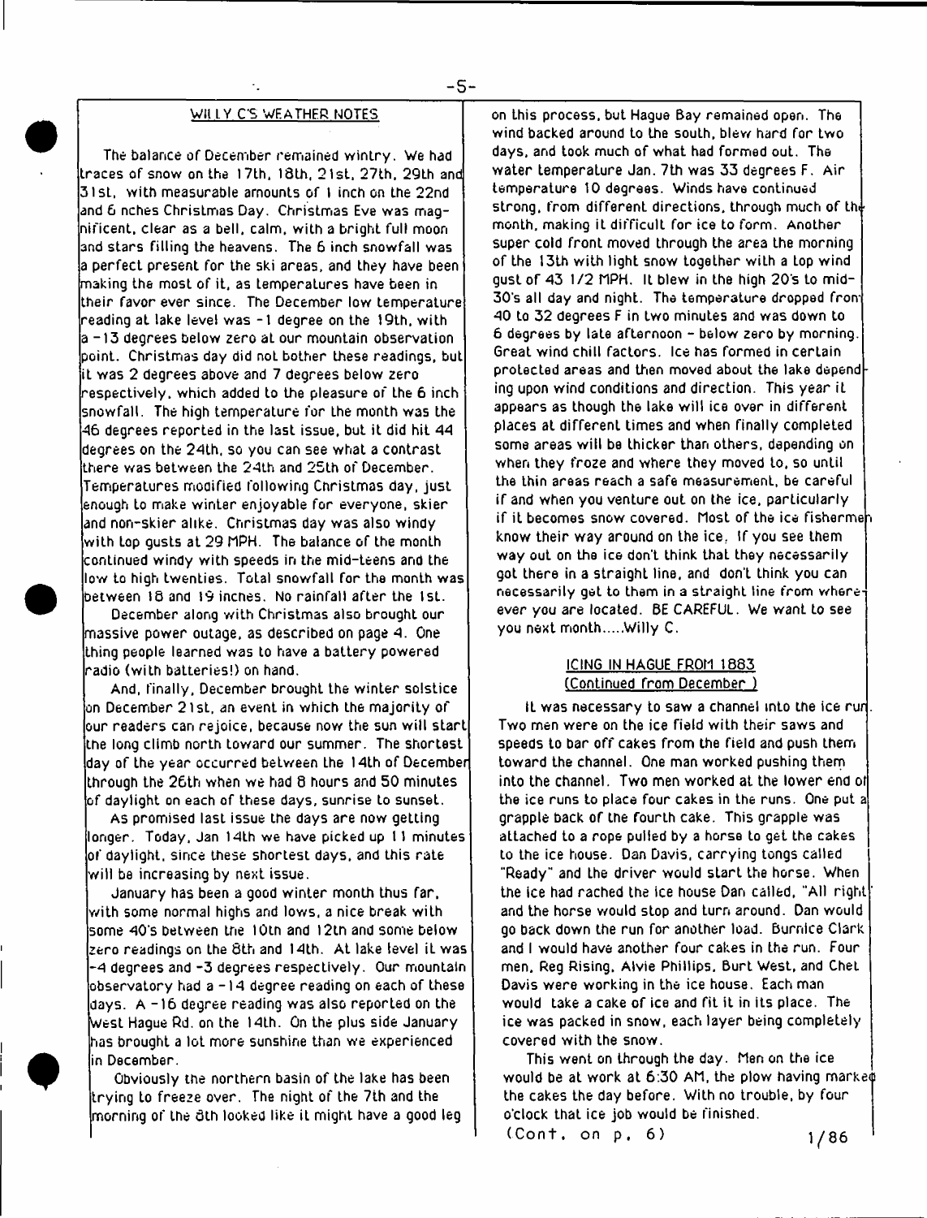## WILLY C'S WEATHER NOTES

The balance of December remained wintry. We had traces of snow on the 17th, 18th, 21st, 27th, 29th and 31st, with measurable amounts of 1 inch on the 22nd and 6 nches Christmas Day. Christmas Eve was magnificent, clear as a bell, calm, with a bright full moon and stars filling the heavens. The 6 inch snowfall was a perfect present for the ski areas, and they have been making the most of it, as temperatures have been in their favor ever since. The December low temperature reading at lake level was -1 degree on the 19th, with a -13 degrees below zero at our mountain observation point. Christmas day did not bother these readings, but it was 2 degrees above and 7 degrees below zero respectively, which added to the pleasure of the 6 inch snowfall. The high temperature for the month was the 46 degrees reported in the last issue, but it did hit 44 degrees on the 24th, so you can see what a contrast there was between the 24th and 25th of December. Temperatures modified following Christmas day, just enough to make winter enjoyable for everyone, skier and non-skier alike. Christmas day was also windy with top gusts at 29 MPH. The balance of the month continued windy with speeds in the mid-teens and the low to high twenties. Total snowfall for the month was between 18 and 19 inches. No rainfall after the 1st.

December along with Christmas also brought our massive power outage, as described on page 4. One thing people learned was to have a battery powered radio (with batteries!) on hand.

And, finally, December brought the winter solstice on December 21st, an event in which the majority of our readers can rejoice, because now the sun will start the long climb north toward our summer. The shortest day of the year occurred between the 14th of December through the 26th when we had 8 hours and 50 minutes of daylight on each of these days, sunrise to sunset.

As promised last issue the days are now getting longer. Today, Jan 14th we have picked up 11 minutes of daylight, since these shortest days, and this rate will be increasing by next issue.

January has been a good winter month thus far, with some normal highs and lows, a nice break with some 40's between the 10th and 12th and some below zero readings on the 8th and 14th. At lake level it was -4 degrees and -3 degrees respectively. Our mountain observatory had a -14 degree reading on each of these days. A -16 degree reading was also reported on the West Hague Rd. on the 14th. On the plus side January has brought a lot more sunshine than we experienced in December.

Obviously the northern basin of the lake has been trying to freeze over. The night of the 7th and the morning of the 8th looked like it might have a good leg on this process, but Hague Bay remained open. The wind backed around to the south, blew hard for two days, and took much of what had formed out. The water temperature Jan. 7th was 33 degrees F. Air temperature 10 degrees. Winds have continued strong, from different directions, through much of the month, making it difficult for ice to form. Another super cold front moved through the area the morning of the 13th with light snow together with a top wind gust of 43 1/2 MPH. It blew in the high 20's to mid-30's all day and night. The temperature dropped from 40 to 32 degrees F in two minutes and was down to 6 degrees by late afternoon - below zero by morning. Great wind chill factors. Ice has formed in certain protected areas and then moved about the lake depending upon wind conditions and direction. This year it appears as though the lake will ice over in different places at different times and when finally completed some areas will be thicker than others, depending on when they froze and where they moved to, so until the thin areas reach a safe measurement, be careful if and when you venture out on the ice, particularly if it becomes snow covered. Most of the ice fishermen know their way around on the ice. If you see them way out on the ice don't think that they necessarily got there in a straight line, and don't think you can necessarily get to them in a straight line from wherever you are located. BE CAREFUL. We want to see you next month.....Willy C.

## ICING IN HAGUE FROM 1883
(Continued from December )

It was necessary to saw a channel into the ice run. Two men were on the ice field with their saws and speeds to bar off cakes from the field and push them toward the channel. One man worked pushing them into the channel. Two men worked at the lower end of the ice runs to place four cakes in the runs. One put a grapple back of the fourth cake. This grapple was attached to a rope pulled by a horse to get the cakes to the ice house. Dan Davis, carrying tongs called "Ready" and the driver would start the horse. When the ice had rached the ice house Dan called, "All right" and the horse would stop and turn around. Dan would go back down the run for another load. Burnice Clark and I would have another four cakes in the run. Four men, Reg Rising, Alvie Phillips, Burt West, and Chet Davis were working in the ice house. Each man would take a cake of ice and fit it in its place. The ice was packed in snow, each layer being completely covered with the snow.

This went on through the day. Men on the ice would be at work at 6:30 AM, the plow having marked the cakes the day before. With no trouble, by four o'clock that ice job would be finished.

(Cont. on p. 6)

1/86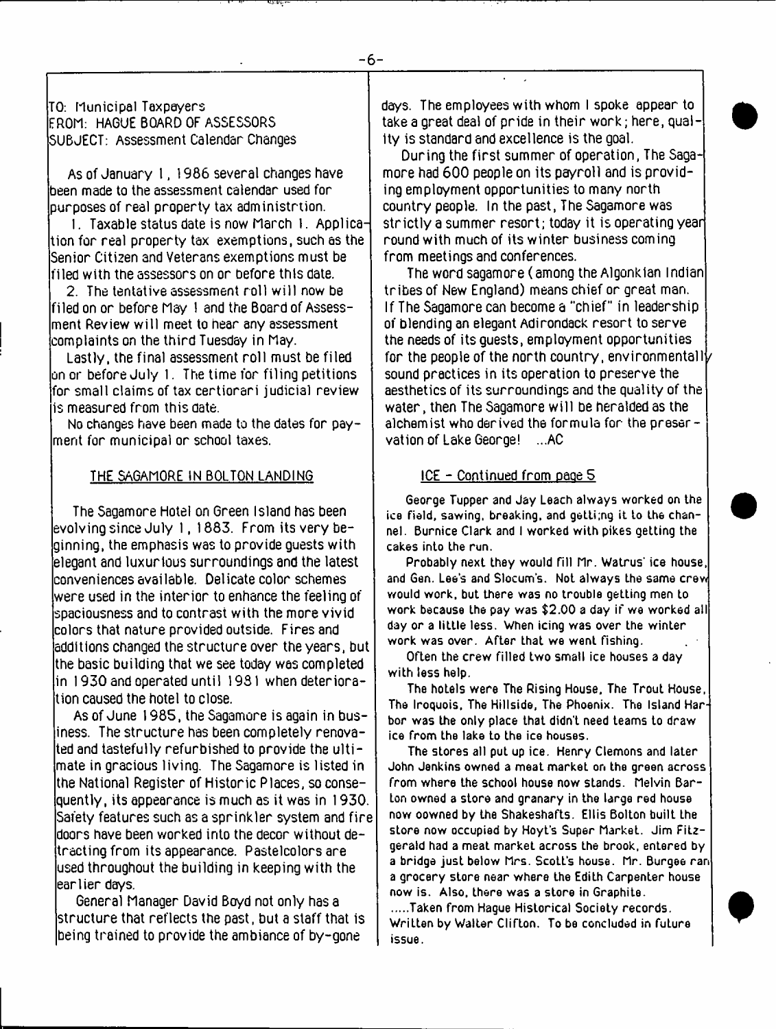TO: Municipal Taxpayers
FROM: HAGUE BOARD OF ASSESSORS
SUBJECT: Assessment Calendar Changes

As of January 1, 1986 several changes have been made to the assessment calendar used for purposes of real property tax administrtion.

1. Taxable status date is now March 1. Application for real property tax exemptions, such as the Senior Citizen and Veterans exemptions must be filed with the assessors on or before this date.

2. The tentative assessment roll will now be filed on or before May 1 and the Board of Assessment Review will meet to hear any assessment complaints on the third Tuesday in May.

Lastly, the final assessment roll must be filed on or before July 1. The time for filing petitions for small claims of tax certiorari judicial review is measured from this date.

No changes have been made to the dates for payment for municipal or school taxes.

## THE SAGAMORE IN BOLTON LANDING

The Sagamore Hotel on Green Island has been evolving since July 1, 1883. From its very beginning, the emphasis was to provide guests with elegant and luxurious surroundings and the latest conveniences available. Delicate color schemes were used in the interior to enhance the feeling of spaciousness and to contrast with the more vivid colors that nature provided outside. Fires and additions changed the structure over the years, but the basic building that we see today was completed in 1930 and operated until 1981 when deterioration caused the hotel to close.

As of June 1985, the Sagamore is again in business. The structure has been completely renovated and tastefully refurbished to provide the ultimate in gracious living. The Sagamore is listed in the National Register of Historic Places, so consequently, its appearance is much as it was in 1930. Safety features such as a sprinkler system and fire doors have been worked into the decor without detracting from its appearance. Pastelcolors are used throughout the building in keeping with the earlier days.

General Manager David Boyd not only has a structure that reflects the past, but a staff that is being trained to provide the ambiance of by-gone days. The employees with whom I spoke appear to take a great deal of pride in their work; here, quality is standard and excellence is the goal.

During the first summer of operation, The Sagamore had 600 people on its payroll and is providing employment opportunities to many north country people. In the past, The Sagamore was strictly a summer resort; today it is operating year round with much of its winter business coming from meetings and conferences.

The word sagamore (among the Algonkian Indian tribes of New England) means chief or great man. If The Sagamore can become a "chief" in leadership of blending an elegant Adirondack resort to serve the needs of its guests, employment opportunities for the people of the north country, environmentally sound practices in its operation to preserve the aesthetics of its surroundings and the quality of the water, then The Sagamore will be heralded as the alchemist who derived the formula for the preservation of Lake George! ...AC

## ICE - Continued from page 5

George Tupper and Jay Leach always worked on the ice field, sawing, breaking, and getti;ng it to the channel. Burnice Clark and I worked with pikes getting the cakes into the run.

Probably next they would fill Mr. Watrus' ice house, and Gen. Lee's and Slocum's. Not always the same crew would work, but there was no trouble getting men to work because the pay was $2.00 a day if we worked all day or a little less. When icing was over the winter work was over. After that we went fishing.

Often the crew filled two small ice houses a day with less help.

The hotels were The Rising House, The Trout House, The Iroquois, The Hillside, The Phoenix. The Island Harbor was the only place that didn't need teams to draw ice from the lake to the ice houses.

The stores all put up ice. Henry Clemons and later John Jenkins owned a meat market on the green across from where the school house now stands. Melvin Barton owned a store and granary in the large red house now oowned by the Shakeshafts. Ellis Bolton built the store now occupied by Hoyt's Super Market. Jim Fitzgerald had a meat market across the brook, entered by a bridge just below Mrs. Scott's house. Mr. Burgee ran a grocery store near where the Edith Carpenter house now is. Also, there was a store in Graphite.

.....Taken from Hague Historical Society records. Written by Walter Clifton. To be concluded in future issue.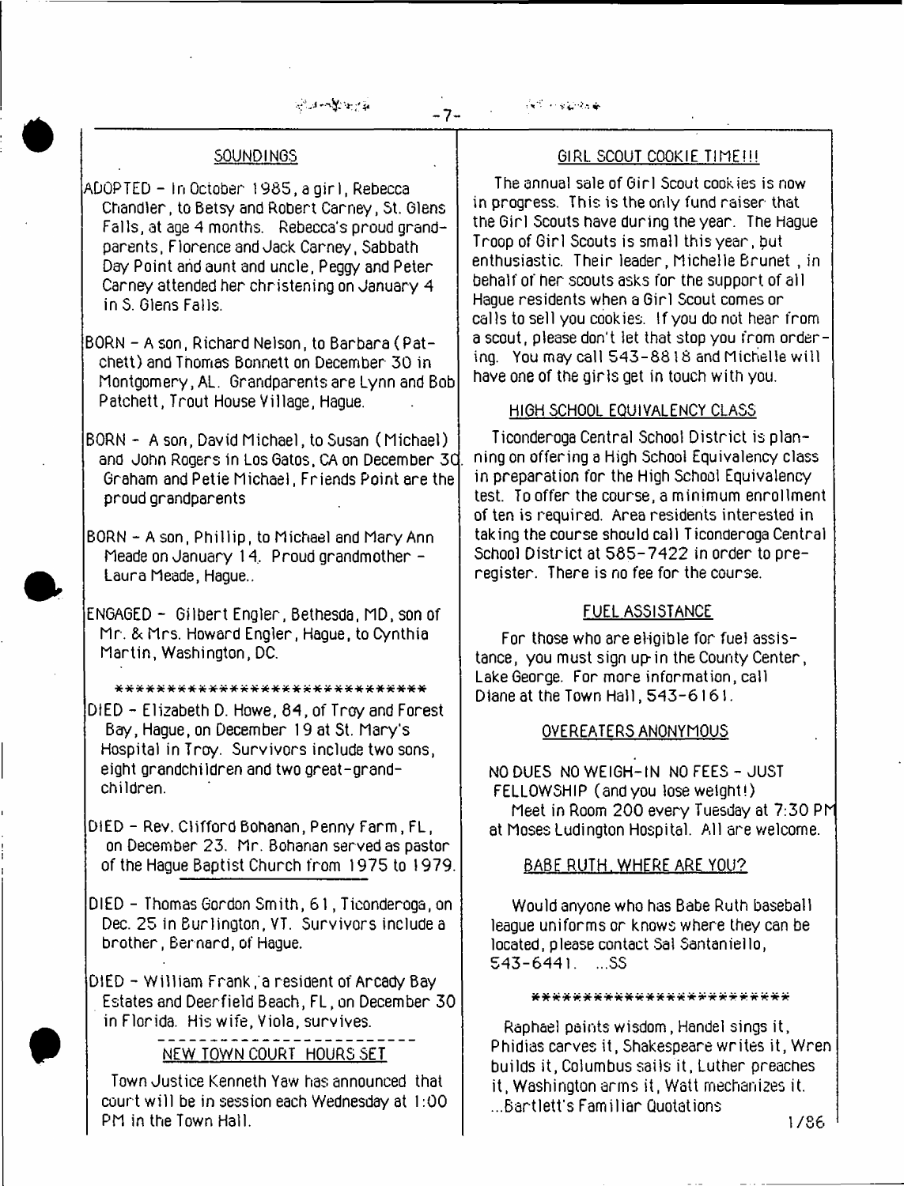## SOUNDINGS

ADOPTED - In October 1985, a girl, Rebecca Chandler, to Betsy and Robert Carney, St. Glens Falls, at age 4 months. Rebecca's proud grandparents, Florence and Jack Carney, Sabbath Day Point and aunt and uncle, Peggy and Peter Carney attended her christening on January 4 in S. Glens Falls.

BORN - A son, Richard Nelson, to Barbara (Patchett) and Thomas Bonnett on December 30 in Montgomery, AL. Grandparents are Lynn and Bob Patchett, Trout House Village, Hague.

BORN - A son, David Michael, to Susan (Michael) and John Rogers in Los Gatos, CA on December 30. Graham and Petie Michael, Friends Point are the proud grandparents

BORN - A son, Phillip, to Michael and Mary Ann Meade on January 14. Proud grandmother - Laura Meade, Hague..

ENGAGED - Gilbert Engler, Bethesda, MD, son of Mr. & Mrs. Howard Engler, Hague, to Cynthia Martin, Washington, DC.

******************************

DIED - Elizabeth D. Howe, 84, of Troy and Forest Bay, Hague, on December 19 at St. Mary's Hospital in Troy. Survivors include two sons, eight grandchildren and two great-grandchildren.

DIED - Rev. Clifford Bohanan, Penny Farm, FL, on December 23. Mr. Bohanan served as pastor of the Hague Baptist Church from 1975 to 1979.

---

DIED - Thomas Gordon Smith, 61, Ticonderoga, on Dec. 25 in Burlington, VT. Survivors include a brother, Bernard, of Hague.

DIED - William Frank, a resident of Arcady Bay Estates and Deerfield Beach, FL, on December 30 in Florida. His wife, Viola, survives.

---

## NEW TOWN COURT HOURS SET

Town Justice Kenneth Yaw has announced that court will be in session each Wednesday at 1:00 PM in the Town Hall.

## GIRL SCOUT COOKIE TIME!!!

The annual sale of Girl Scout cookies is now in progress. This is the only fund raiser that the Girl Scouts have during the year. The Hague Troop of Girl Scouts is small this year, but enthusiastic. Their leader, Michelle Brunet, in behalf of her scouts asks for the support of all Hague residents when a Girl Scout comes or calls to sell you cookies. If you do not hear from a scout, please don't let that stop you from ordering. You may call 543-8818 and Michelle will have one of the girls get in touch with you.

## HIGH SCHOOL EQUIVALENCY CLASS

Ticonderoga Central School District is planning on offering a High School Equivalency class in preparation for the High School Equivalency test. To offer the course, a minimum enrollment of ten is required. Area residents interested in taking the course should call Ticonderoga Central School District at 585-7422 in order to pre-register. There is no fee for the course.

## FUEL ASSISTANCE

For those who are eligible for fuel assistance, you must sign up in the County Center, Lake George. For more information, call Diane at the Town Hall, 543-6161.

## OVEREATERS ANONYMOUS

NO DUES NO WEIGH-IN NO FEES - JUST FELLOWSHIP (and you lose weight!)

Meet in Room 200 every Tuesday at 7:30 PM at Moses Ludington Hospital. All are welcome.

## BABE RUTH, WHERE ARE YOU?

Would anyone who has Babe Ruth baseball league uniforms or knows where they can be located, please contact Sal Santaniello, 543-6441. ...SS

*************************

Raphael paints wisdom, Handel sings it, Phidias carves it, Shakespeare writes it, Wren builds it, Columbus sails it, Luther preaches it, Washington arms it, Watt mechanizes it.
...Bartlett's Familiar Quotations

1/86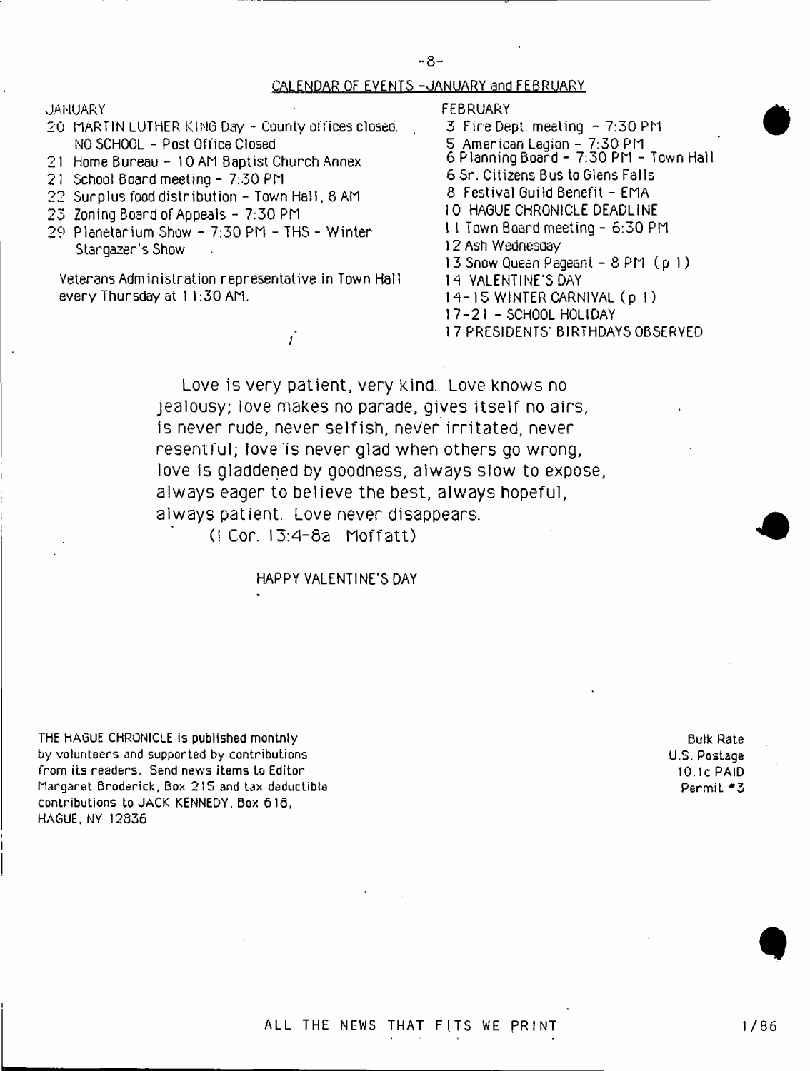## CALENDAR OF EVENTS - JANUARY and FEBRUARY

JANUARY

- 20 MARTIN LUTHER KING Day - County offices closed. NO SCHOOL - Post Office Closed
- 21 Home Bureau - 10 AM Baptist Church Annex
- 21 School Board meeting - 7:30 PM
- 22 Surplus food distribution - Town Hall, 8 AM
- 23 Zoning Board of Appeals - 7:30 PM
- 29 Planetarium Show - 7:30 PM - THS - Winter Stargazer's Show

Veterans Administration representative in Town Hall every Thursday at 11:30 AM.

FEBRUARY

- 3 Fire Dept. meeting - 7:30 PM
- 5 American Legion - 7:30 PM
- 6 Planning Board - 7:30 PM - Town Hall
- 6 Sr. Citizens Bus to Glens Falls
- 8 Festival Guild Benefit - EMA
- 10 HAGUE CHRONICLE DEADLINE
- 11 Town Board meeting - 6:30 PM
- 12 Ash Wednesday
- 13 Snow Queen Pageant - 8 PM (p 1)
- 14 VALENTINE'S DAY
- 14-15 WINTER CARNIVAL (p 1)
- 17-21 - SCHOOL HOLIDAY
- 17 PRESIDENTS' BIRTHDAYS OBSERVED

Love is very patient, very kind. Love knows no jealousy; love makes no parade, gives itself no airs, is never rude, never selfish, never irritated, never resentful; love is never glad when others go wrong, love is gladdened by goodness, always slow to expose, always eager to believe the best, always hopeful, always patient. Love never disappears.

(I Cor. 13:4-8a Moffatt)

HAPPY VALENTINE'S DAY

THE HAGUE CHRONICLE is published monthly by volunteers and supported by contributions from its readers. Send news items to Editor Margaret Broderick, Box 215 and tax deductible contributions to JACK KENNEDY, Box 618, HAGUE, NY 12836

Bulk Rate
U.S. Postage
10.1c PAID
Permit #3

ALL THE NEWS THAT FITS WE PRINT

1/86